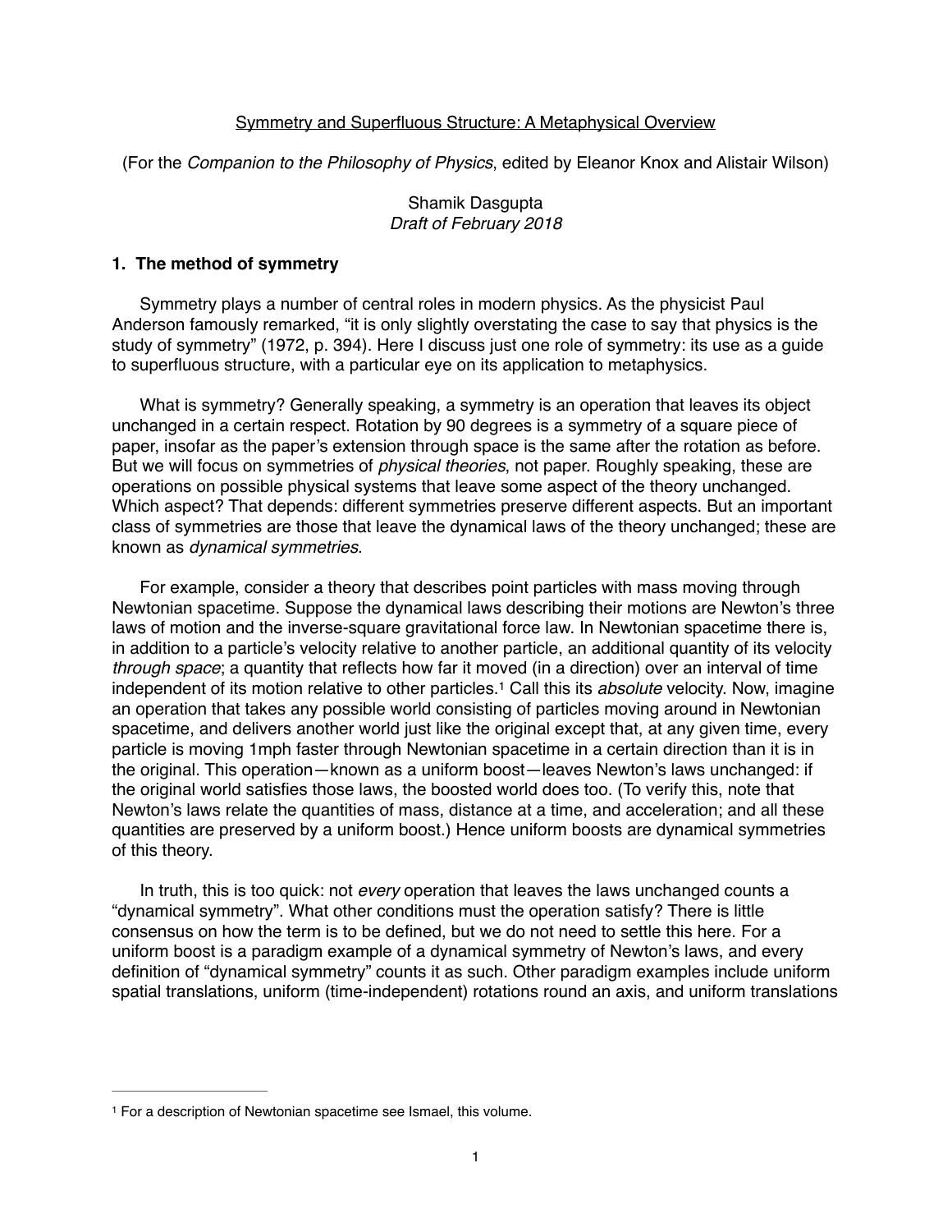Symmetry and Superfluous Structure: A Metaphysical Overview

(For the *Companion to the Philosophy of Physics*, edited by Eleanor Knox and Alistair Wilson)

Shamik Dasgupta
*Draft of February 2018*

## 1. The method of symmetry

Symmetry plays a number of central roles in modern physics. As the physicist Paul Anderson famously remarked, "it is only slightly overstating the case to say that physics is the study of symmetry" (1972, p. 394). Here I discuss just one role of symmetry: its use as a guide to superfluous structure, with a particular eye on its application to metaphysics.

What is symmetry? Generally speaking, a symmetry is an operation that leaves its object unchanged in a certain respect. Rotation by 90 degrees is a symmetry of a square piece of paper, insofar as the paper's extension through space is the same after the rotation as before. But we will focus on symmetries of *physical theories*, not paper. Roughly speaking, these are operations on possible physical systems that leave some aspect of the theory unchanged. Which aspect? That depends: different symmetries preserve different aspects. But an important class of symmetries are those that leave the dynamical laws of the theory unchanged; these are known as *dynamical symmetries*.

For example, consider a theory that describes point particles with mass moving through Newtonian spacetime. Suppose the dynamical laws describing their motions are Newton's three laws of motion and the inverse-square gravitational force law. In Newtonian spacetime there is, in addition to a particle's velocity relative to another particle, an additional quantity of its velocity *through space*; a quantity that reflects how far it moved (in a direction) over an interval of time independent of its motion relative to other particles.[1] Call this its *absolute* velocity. Now, imagine an operation that takes any possible world consisting of particles moving around in Newtonian spacetime, and delivers another world just like the original except that, at any given time, every particle is moving 1mph faster through Newtonian spacetime in a certain direction than it is in the original. This operation—known as a uniform boost—leaves Newton's laws unchanged: if the original world satisfies those laws, the boosted world does too. (To verify this, note that Newton's laws relate the quantities of mass, distance at a time, and acceleration; and all these quantities are preserved by a uniform boost.) Hence uniform boosts are dynamical symmetries of this theory.

In truth, this is too quick: not *every* operation that leaves the laws unchanged counts a "dynamical symmetry". What other conditions must the operation satisfy? There is little consensus on how the term is to be defined, but we do not need to settle this here. For a uniform boost is a paradigm example of a dynamical symmetry of Newton's laws, and every definition of "dynamical symmetry" counts it as such. Other paradigm examples include uniform spatial translations, uniform (time-independent) rotations round an axis, and uniform translations

[1] For a description of Newtonian spacetime see Ismael, this volume.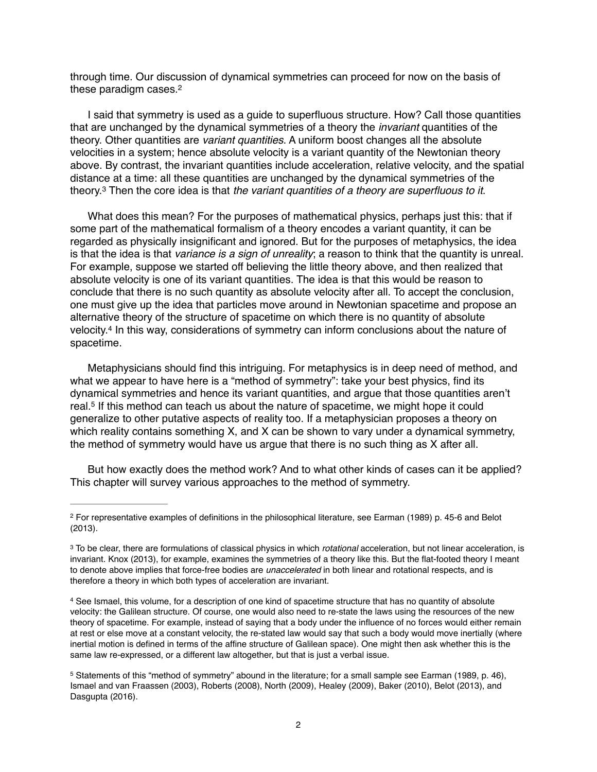through time. Our discussion of dynamical symmetries can proceed for now on the basis of these paradigm cases.[2]

I said that symmetry is used as a guide to superfluous structure. How? Call those quantities that are unchanged by the dynamical symmetries of a theory the *invariant* quantities of the theory. Other quantities are *variant quantities*. A uniform boost changes all the absolute velocities in a system; hence absolute velocity is a variant quantity of the Newtonian theory above. By contrast, the invariant quantities include acceleration, relative velocity, and the spatial distance at a time: all these quantities are unchanged by the dynamical symmetries of the theory.[3] Then the core idea is that *the variant quantities of a theory are superfluous to it*.

What does this mean? For the purposes of mathematical physics, perhaps just this: that if some part of the mathematical formalism of a theory encodes a variant quantity, it can be regarded as physically insignificant and ignored. But for the purposes of metaphysics, the idea is that the idea is that *variance is a sign of unreality*; a reason to think that the quantity is unreal. For example, suppose we started off believing the little theory above, and then realized that absolute velocity is one of its variant quantities. The idea is that this would be reason to conclude that there is no such quantity as absolute velocity after all. To accept the conclusion, one must give up the idea that particles move around in Newtonian spacetime and propose an alternative theory of the structure of spacetime on which there is no quantity of absolute velocity.[4] In this way, considerations of symmetry can inform conclusions about the nature of spacetime.

Metaphysicians should find this intriguing. For metaphysics is in deep need of method, and what we appear to have here is a "method of symmetry": take your best physics, find its dynamical symmetries and hence its variant quantities, and argue that those quantities aren't real.[5] If this method can teach us about the nature of spacetime, we might hope it could generalize to other putative aspects of reality too. If a metaphysician proposes a theory on which reality contains something X, and X can be shown to vary under a dynamical symmetry, the method of symmetry would have us argue that there is no such thing as X after all.

But how exactly does the method work? And to what other kinds of cases can it be applied? This chapter will survey various approaches to the method of symmetry.

---

[2] For representative examples of definitions in the philosophical literature, see Earman (1989) p. 45-6 and Belot (2013).

[3] To be clear, there are formulations of classical physics in which *rotational* acceleration, but not linear acceleration, is invariant. Knox (2013), for example, examines the symmetries of a theory like this. But the flat-footed theory I meant to denote above implies that force-free bodies are *unaccelerated* in both linear and rotational respects, and is therefore a theory in which both types of acceleration are invariant.

[4] See Ismael, this volume, for a description of one kind of spacetime structure that has no quantity of absolute velocity: the Galilean structure. Of course, one would also need to re-state the laws using the resources of the new theory of spacetime. For example, instead of saying that a body under the influence of no forces would either remain at rest or else move at a constant velocity, the re-stated law would say that such a body would move inertially (where inertial motion is defined in terms of the affine structure of Galilean space). One might then ask whether this is the same law re-expressed, or a different law altogether, but that is just a verbal issue.

[5] Statements of this "method of symmetry" abound in the literature; for a small sample see Earman (1989, p. 46), Ismael and van Fraassen (2003), Roberts (2008), North (2009), Healey (2009), Baker (2010), Belot (2013), and Dasgupta (2016).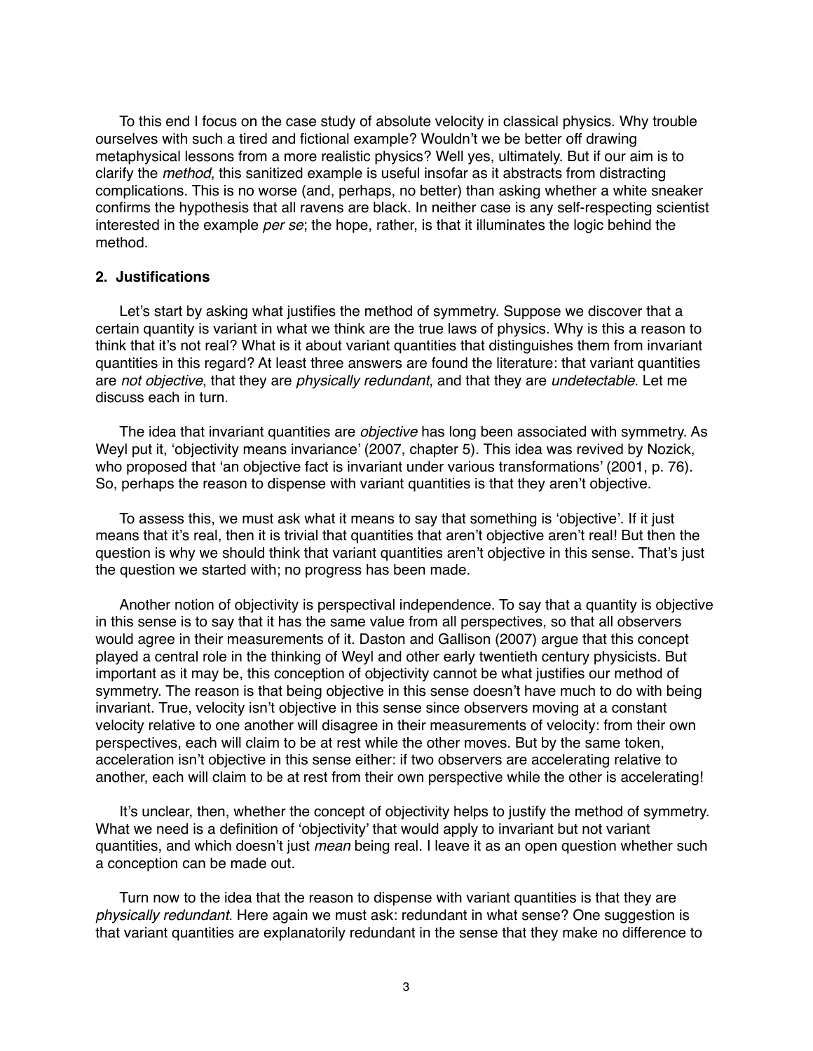To this end I focus on the case study of absolute velocity in classical physics. Why trouble ourselves with such a tired and fictional example? Wouldn't we be better off drawing metaphysical lessons from a more realistic physics? Well yes, ultimately. But if our aim is to clarify the *method*, this sanitized example is useful insofar as it abstracts from distracting complications. This is no worse (and, perhaps, no better) than asking whether a white sneaker confirms the hypothesis that all ravens are black. In neither case is any self-respecting scientist interested in the example *per se*; the hope, rather, is that it illuminates the logic behind the method.

## 2. Justifications

Let's start by asking what justifies the method of symmetry. Suppose we discover that a certain quantity is variant in what we think are the true laws of physics. Why is this a reason to think that it's not real? What is it about variant quantities that distinguishes them from invariant quantities in this regard? At least three answers are found the literature: that variant quantities are *not objective*, that they are *physically redundant*, and that they are *undetectable*. Let me discuss each in turn.

The idea that invariant quantities are *objective* has long been associated with symmetry. As Weyl put it, 'objectivity means invariance' (2007, chapter 5). This idea was revived by Nozick, who proposed that 'an objective fact is invariant under various transformations' (2001, p. 76). So, perhaps the reason to dispense with variant quantities is that they aren't objective.

To assess this, we must ask what it means to say that something is 'objective'. If it just means that it's real, then it is trivial that quantities that aren't objective aren't real! But then the question is why we should think that variant quantities aren't objective in this sense. That's just the question we started with; no progress has been made.

Another notion of objectivity is perspectival independence. To say that a quantity is objective in this sense is to say that it has the same value from all perspectives, so that all observers would agree in their measurements of it. Daston and Gallison (2007) argue that this concept played a central role in the thinking of Weyl and other early twentieth century physicists. But important as it may be, this conception of objectivity cannot be what justifies our method of symmetry. The reason is that being objective in this sense doesn't have much to do with being invariant. True, velocity isn't objective in this sense since observers moving at a constant velocity relative to one another will disagree in their measurements of velocity: from their own perspectives, each will claim to be at rest while the other moves. But by the same token, acceleration isn't objective in this sense either: if two observers are accelerating relative to another, each will claim to be at rest from their own perspective while the other is accelerating!

It's unclear, then, whether the concept of objectivity helps to justify the method of symmetry. What we need is a definition of 'objectivity' that would apply to invariant but not variant quantities, and which doesn't just *mean* being real. I leave it as an open question whether such a conception can be made out.

Turn now to the idea that the reason to dispense with variant quantities is that they are *physically redundant*. Here again we must ask: redundant in what sense? One suggestion is that variant quantities are explanatorily redundant in the sense that they make no difference to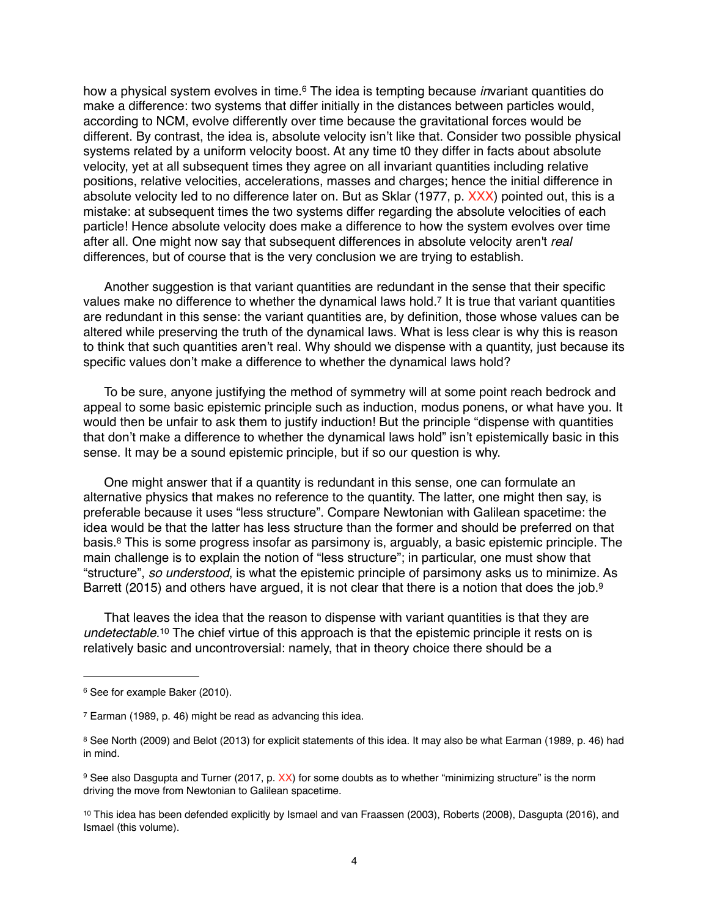how a physical system evolves in time.[6] The idea is tempting because *in*variant quantities do make a difference: two systems that differ initially in the distances between particles would, according to NCM, evolve differently over time because the gravitational forces would be different. By contrast, the idea is, absolute velocity isn't like that. Consider two possible physical systems related by a uniform velocity boost. At any time t0 they differ in facts about absolute velocity, yet at all subsequent times they agree on all invariant quantities including relative positions, relative velocities, accelerations, masses and charges; hence the initial difference in absolute velocity led to no difference later on. But as Sklar (1977, p. XXX) pointed out, this is a mistake: at subsequent times the two systems differ regarding the absolute velocities of each particle! Hence absolute velocity does make a difference to how the system evolves over time after all. One might now say that subsequent differences in absolute velocity aren't *real* differences, but of course that is the very conclusion we are trying to establish.

Another suggestion is that variant quantities are redundant in the sense that their specific values make no difference to whether the dynamical laws hold.[7] It is true that variant quantities are redundant in this sense: the variant quantities are, by definition, those whose values can be altered while preserving the truth of the dynamical laws. What is less clear is why this is reason to think that such quantities aren't real. Why should we dispense with a quantity, just because its specific values don't make a difference to whether the dynamical laws hold?

To be sure, anyone justifying the method of symmetry will at some point reach bedrock and appeal to some basic epistemic principle such as induction, modus ponens, or what have you. It would then be unfair to ask them to justify induction! But the principle "dispense with quantities that don't make a difference to whether the dynamical laws hold" isn't epistemically basic in this sense. It may be a sound epistemic principle, but if so our question is why.

One might answer that if a quantity is redundant in this sense, one can formulate an alternative physics that makes no reference to the quantity. The latter, one might then say, is preferable because it uses "less structure". Compare Newtonian with Galilean spacetime: the idea would be that the latter has less structure than the former and should be preferred on that basis.[8] This is some progress insofar as parsimony is, arguably, a basic epistemic principle. The main challenge is to explain the notion of "less structure"; in particular, one must show that "structure", *so understood*, is what the epistemic principle of parsimony asks us to minimize. As Barrett (2015) and others have argued, it is not clear that there is a notion that does the job.[9]

That leaves the idea that the reason to dispense with variant quantities is that they are *undetectable*.[10] The chief virtue of this approach is that the epistemic principle it rests on is relatively basic and uncontroversial: namely, that in theory choice there should be a

---

[6] See for example Baker (2010).

[7] Earman (1989, p. 46) might be read as advancing this idea.

[8] See North (2009) and Belot (2013) for explicit statements of this idea. It may also be what Earman (1989, p. 46) had in mind.

[9] See also Dasgupta and Turner (2017, p. XX) for some doubts as to whether "minimizing structure" is the norm driving the move from Newtonian to Galilean spacetime.

[10] This idea has been defended explicitly by Ismael and van Fraassen (2003), Roberts (2008), Dasgupta (2016), and Ismael (this volume).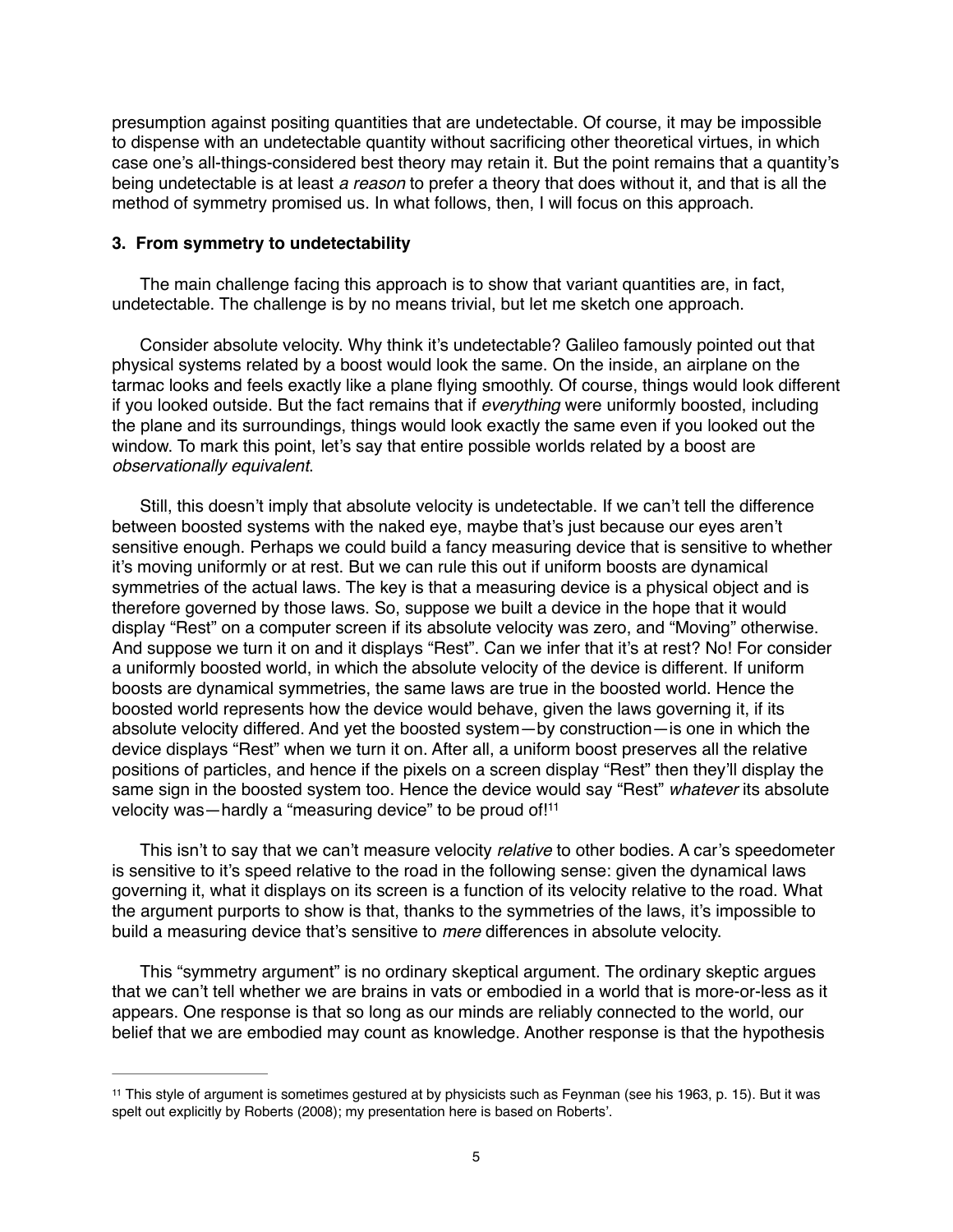presumption against positing quantities that are undetectable. Of course, it may be impossible to dispense with an undetectable quantity without sacrificing other theoretical virtues, in which case one's all-things-considered best theory may retain it. But the point remains that a quantity's being undetectable is at least *a reason* to prefer a theory that does without it, and that is all the method of symmetry promised us. In what follows, then, I will focus on this approach.

### 3. From symmetry to undetectability

The main challenge facing this approach is to show that variant quantities are, in fact, undetectable. The challenge is by no means trivial, but let me sketch one approach.

Consider absolute velocity. Why think it's undetectable? Galileo famously pointed out that physical systems related by a boost would look the same. On the inside, an airplane on the tarmac looks and feels exactly like a plane flying smoothly. Of course, things would look different if you looked outside. But the fact remains that if *everything* were uniformly boosted, including the plane and its surroundings, things would look exactly the same even if you looked out the window. To mark this point, let's say that entire possible worlds related by a boost are *observationally equivalent*.

Still, this doesn't imply that absolute velocity is undetectable. If we can't tell the difference between boosted systems with the naked eye, maybe that's just because our eyes aren't sensitive enough. Perhaps we could build a fancy measuring device that is sensitive to whether it's moving uniformly or at rest. But we can rule this out if uniform boosts are dynamical symmetries of the actual laws. The key is that a measuring device is a physical object and is therefore governed by those laws. So, suppose we built a device in the hope that it would display "Rest" on a computer screen if its absolute velocity was zero, and "Moving" otherwise. And suppose we turn it on and it displays "Rest". Can we infer that it's at rest? No! For consider a uniformly boosted world, in which the absolute velocity of the device is different. If uniform boosts are dynamical symmetries, the same laws are true in the boosted world. Hence the boosted world represents how the device would behave, given the laws governing it, if its absolute velocity differed. And yet the boosted system—by construction—is one in which the device displays "Rest" when we turn it on. After all, a uniform boost preserves all the relative positions of particles, and hence if the pixels on a screen display "Rest" then they'll display the same sign in the boosted system too. Hence the device would say "Rest" *whatever* its absolute velocity was—hardly a "measuring device" to be proud of![11]

This isn't to say that we can't measure velocity *relative* to other bodies. A car's speedometer is sensitive to it's speed relative to the road in the following sense: given the dynamical laws governing it, what it displays on its screen is a function of its velocity relative to the road. What the argument purports to show is that, thanks to the symmetries of the laws, it's impossible to build a measuring device that's sensitive to *mere* differences in absolute velocity.

This "symmetry argument" is no ordinary skeptical argument. The ordinary skeptic argues that we can't tell whether we are brains in vats or embodied in a world that is more-or-less as it appears. One response is that so long as our minds are reliably connected to the world, our belief that we are embodied may count as knowledge. Another response is that the hypothesis

---

[11] This style of argument is sometimes gestured at by physicists such as Feynman (see his 1963, p. 15). But it was spelt out explicitly by Roberts (2008); my presentation here is based on Roberts'.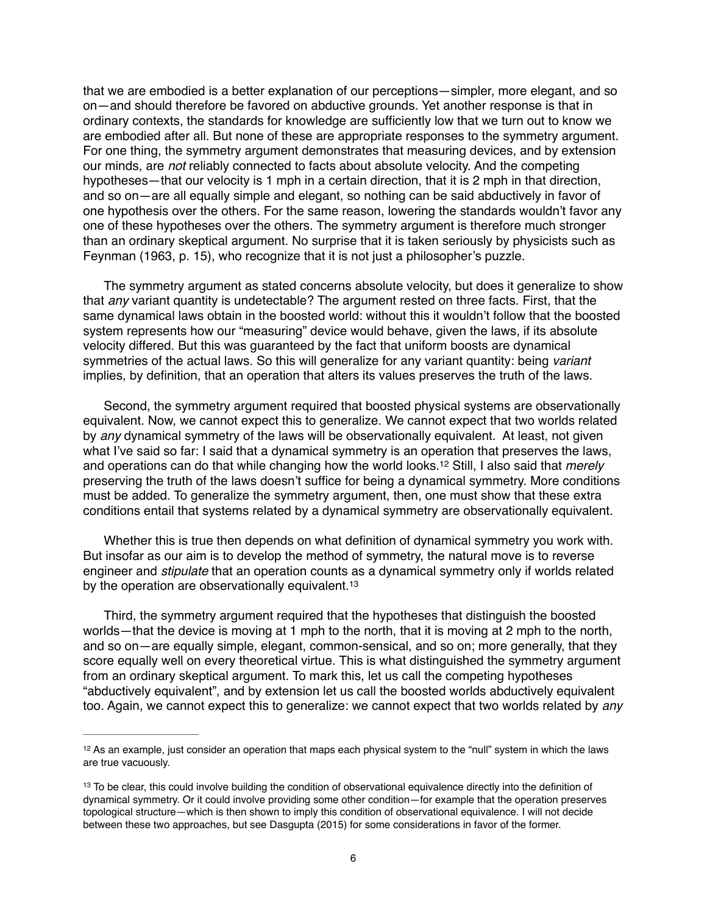that we are embodied is a better explanation of our perceptions—simpler, more elegant, and so on—and should therefore be favored on abductive grounds. Yet another response is that in ordinary contexts, the standards for knowledge are sufficiently low that we turn out to know we are embodied after all. But none of these are appropriate responses to the symmetry argument. For one thing, the symmetry argument demonstrates that measuring devices, and by extension our minds, are *not* reliably connected to facts about absolute velocity. And the competing hypotheses—that our velocity is 1 mph in a certain direction, that it is 2 mph in that direction, and so on—are all equally simple and elegant, so nothing can be said abductively in favor of one hypothesis over the others. For the same reason, lowering the standards wouldn't favor any one of these hypotheses over the others. The symmetry argument is therefore much stronger than an ordinary skeptical argument. No surprise that it is taken seriously by physicists such as Feynman (1963, p. 15), who recognize that it is not just a philosopher's puzzle.

The symmetry argument as stated concerns absolute velocity, but does it generalize to show that *any* variant quantity is undetectable? The argument rested on three facts. First, that the same dynamical laws obtain in the boosted world: without this it wouldn't follow that the boosted system represents how our "measuring" device would behave, given the laws, if its absolute velocity differed. But this was guaranteed by the fact that uniform boosts are dynamical symmetries of the actual laws. So this will generalize for any variant quantity: being *variant* implies, by definition, that an operation that alters its values preserves the truth of the laws.

Second, the symmetry argument required that boosted physical systems are observationally equivalent. Now, we cannot expect this to generalize. We cannot expect that two worlds related by *any* dynamical symmetry of the laws will be observationally equivalent. At least, not given what I've said so far: I said that a dynamical symmetry is an operation that preserves the laws, and operations can do that while changing how the world looks.[12] Still, I also said that *merely* preserving the truth of the laws doesn't suffice for being a dynamical symmetry. More conditions must be added. To generalize the symmetry argument, then, one must show that these extra conditions entail that systems related by a dynamical symmetry are observationally equivalent.

Whether this is true then depends on what definition of dynamical symmetry you work with. But insofar as our aim is to develop the method of symmetry, the natural move is to reverse engineer and *stipulate* that an operation counts as a dynamical symmetry only if worlds related by the operation are observationally equivalent.[13]

Third, the symmetry argument required that the hypotheses that distinguish the boosted worlds—that the device is moving at 1 mph to the north, that it is moving at 2 mph to the north, and so on—are equally simple, elegant, common-sensical, and so on; more generally, that they score equally well on every theoretical virtue. This is what distinguished the symmetry argument from an ordinary skeptical argument. To mark this, let us call the competing hypotheses "abductively equivalent", and by extension let us call the boosted worlds abductively equivalent too. Again, we cannot expect this to generalize: we cannot expect that two worlds related by *any*

---

[12] As an example, just consider an operation that maps each physical system to the "null" system in which the laws are true vacuously.

[13] To be clear, this could involve building the condition of observational equivalence directly into the definition of dynamical symmetry. Or it could involve providing some other condition—for example that the operation preserves topological structure—which is then shown to imply this condition of observational equivalence. I will not decide between these two approaches, but see Dasgupta (2015) for some considerations in favor of the former.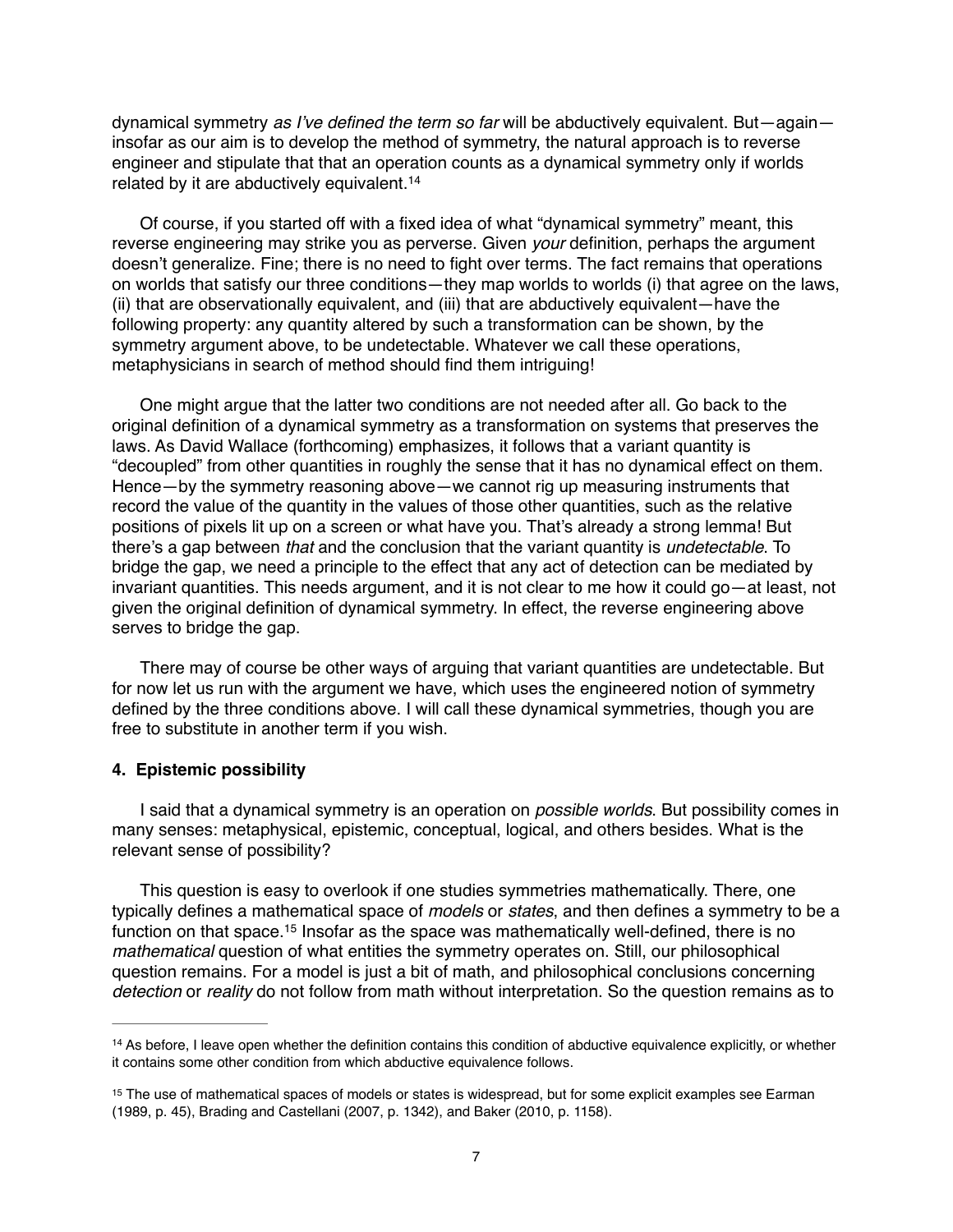dynamical symmetry *as I've defined the term so far* will be abductively equivalent. But—again—insofar as our aim is to develop the method of symmetry, the natural approach is to reverse engineer and stipulate that that an operation counts as a dynamical symmetry only if worlds related by it are abductively equivalent.[14]

Of course, if you started off with a fixed idea of what "dynamical symmetry" meant, this reverse engineering may strike you as perverse. Given *your* definition, perhaps the argument doesn't generalize. Fine; there is no need to fight over terms. The fact remains that operations on worlds that satisfy our three conditions—they map worlds to worlds (i) that agree on the laws, (ii) that are observationally equivalent, and (iii) that are abductively equivalent—have the following property: any quantity altered by such a transformation can be shown, by the symmetry argument above, to be undetectable. Whatever we call these operations, metaphysicians in search of method should find them intriguing!

One might argue that the latter two conditions are not needed after all. Go back to the original definition of a dynamical symmetry as a transformation on systems that preserves the laws. As David Wallace (forthcoming) emphasizes, it follows that a variant quantity is "decoupled" from other quantities in roughly the sense that it has no dynamical effect on them. Hence—by the symmetry reasoning above—we cannot rig up measuring instruments that record the value of the quantity in the values of those other quantities, such as the relative positions of pixels lit up on a screen or what have you. That's already a strong lemma! But there's a gap between *that* and the conclusion that the variant quantity is *undetectable*. To bridge the gap, we need a principle to the effect that any act of detection can be mediated by invariant quantities. This needs argument, and it is not clear to me how it could go—at least, not given the original definition of dynamical symmetry. In effect, the reverse engineering above serves to bridge the gap.

There may of course be other ways of arguing that variant quantities are undetectable. But for now let us run with the argument we have, which uses the engineered notion of symmetry defined by the three conditions above. I will call these dynamical symmetries, though you are free to substitute in another term if you wish.

## 4. Epistemic possibility

I said that a dynamical symmetry is an operation on *possible worlds*. But possibility comes in many senses: metaphysical, epistemic, conceptual, logical, and others besides. What is the relevant sense of possibility?

This question is easy to overlook if one studies symmetries mathematically. There, one typically defines a mathematical space of *models* or *states*, and then defines a symmetry to be a function on that space.[15] Insofar as the space was mathematically well-defined, there is no *mathematical* question of what entities the symmetry operates on. Still, our philosophical question remains. For a model is just a bit of math, and philosophical conclusions concerning *detection* or *reality* do not follow from math without interpretation. So the question remains as to

---

[14] As before, I leave open whether the definition contains this condition of abductive equivalence explicitly, or whether it contains some other condition from which abductive equivalence follows.

[15] The use of mathematical spaces of models or states is widespread, but for some explicit examples see Earman (1989, p. 45), Brading and Castellani (2007, p. 1342), and Baker (2010, p. 1158).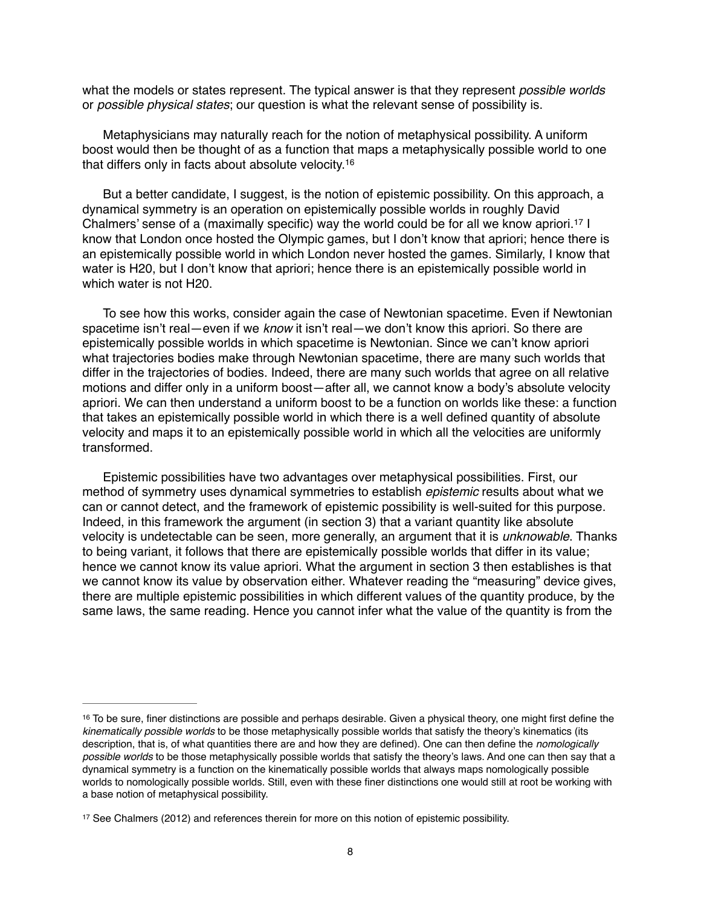what the models or states represent. The typical answer is that they represent *possible worlds* or *possible physical states*; our question is what the relevant sense of possibility is.

Metaphysicians may naturally reach for the notion of metaphysical possibility. A uniform boost would then be thought of as a function that maps a metaphysically possible world to one that differs only in facts about absolute velocity.[16]

But a better candidate, I suggest, is the notion of epistemic possibility. On this approach, a dynamical symmetry is an operation on epistemically possible worlds in roughly David Chalmers' sense of a (maximally specific) way the world could be for all we know apriori.[17] I know that London once hosted the Olympic games, but I don't know that apriori; hence there is an epistemically possible world in which London never hosted the games. Similarly, I know that water is H20, but I don't know that apriori; hence there is an epistemically possible world in which water is not H20.

To see how this works, consider again the case of Newtonian spacetime. Even if Newtonian spacetime isn't real—even if we *know* it isn't real—we don't know this apriori. So there are epistemically possible worlds in which spacetime is Newtonian. Since we can't know apriori what trajectories bodies make through Newtonian spacetime, there are many such worlds that differ in the trajectories of bodies. Indeed, there are many such worlds that agree on all relative motions and differ only in a uniform boost—after all, we cannot know a body's absolute velocity apriori. We can then understand a uniform boost to be a function on worlds like these: a function that takes an epistemically possible world in which there is a well defined quantity of absolute velocity and maps it to an epistemically possible world in which all the velocities are uniformly transformed.

Epistemic possibilities have two advantages over metaphysical possibilities. First, our method of symmetry uses dynamical symmetries to establish *epistemic* results about what we can or cannot detect, and the framework of epistemic possibility is well-suited for this purpose. Indeed, in this framework the argument (in section 3) that a variant quantity like absolute velocity is undetectable can be seen, more generally, an argument that it is *unknowable*. Thanks to being variant, it follows that there are epistemically possible worlds that differ in its value; hence we cannot know its value apriori. What the argument in section 3 then establishes is that we cannot know its value by observation either. Whatever reading the "measuring" device gives, there are multiple epistemic possibilities in which different values of the quantity produce, by the same laws, the same reading. Hence you cannot infer what the value of the quantity is from the

---

[16] To be sure, finer distinctions are possible and perhaps desirable. Given a physical theory, one might first define the *kinematically possible worlds* to be those metaphysically possible worlds that satisfy the theory's kinematics (its description, that is, of what quantities there are and how they are defined). One can then define the *nomologically possible worlds* to be those metaphysically possible worlds that satisfy the theory's laws. And one can then say that a dynamical symmetry is a function on the kinematically possible worlds that always maps nomologically possible worlds to nomologically possible worlds. Still, even with these finer distinctions one would still at root be working with a base notion of metaphysical possibility.

[17] See Chalmers (2012) and references therein for more on this notion of epistemic possibility.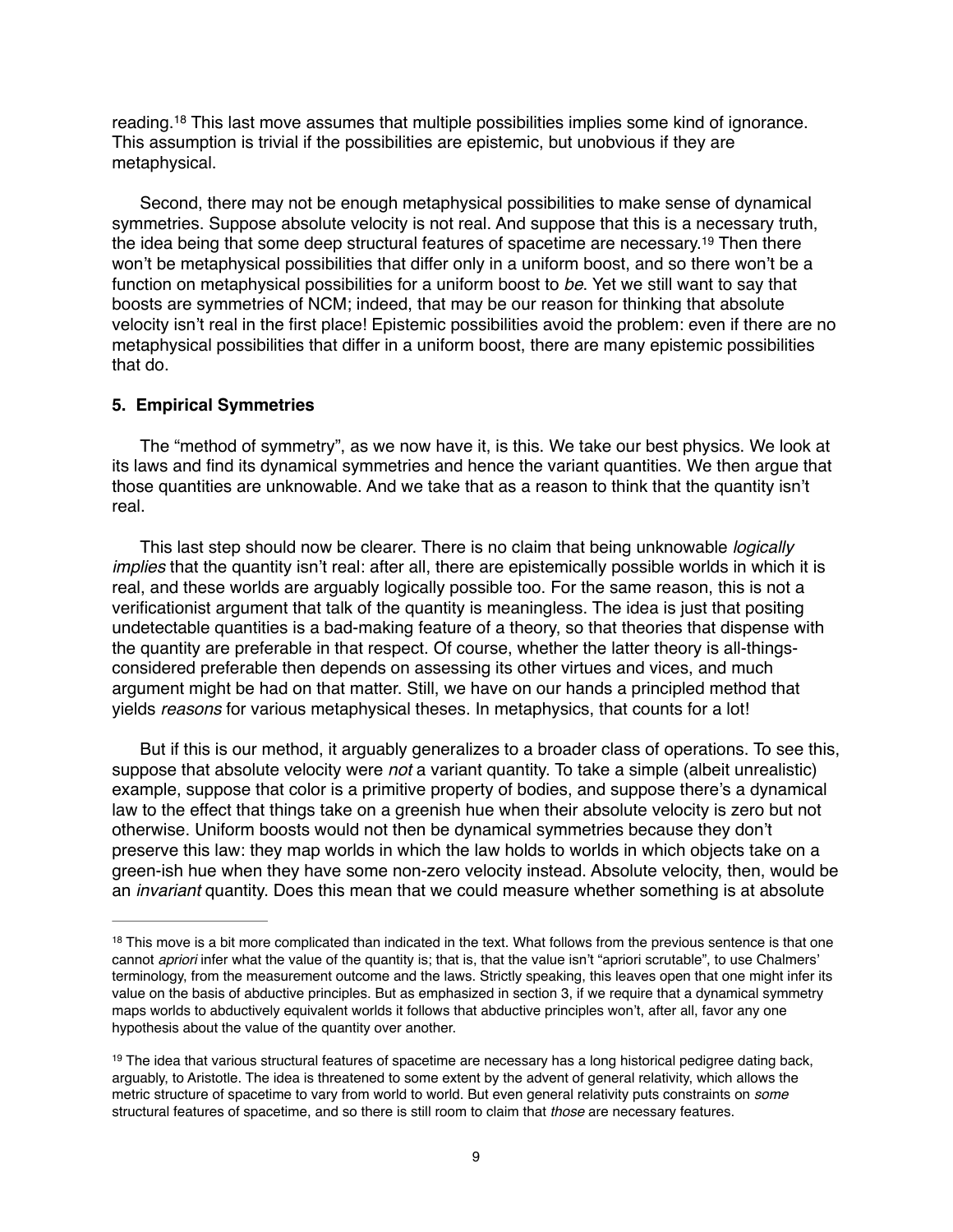reading.[18] This last move assumes that multiple possibilities implies some kind of ignorance. This assumption is trivial if the possibilities are epistemic, but unobvious if they are metaphysical.

Second, there may not be enough metaphysical possibilities to make sense of dynamical symmetries. Suppose absolute velocity is not real. And suppose that this is a necessary truth, the idea being that some deep structural features of spacetime are necessary.[19] Then there won't be metaphysical possibilities that differ only in a uniform boost, and so there won't be a function on metaphysical possibilities for a uniform boost to *be*. Yet we still want to say that boosts are symmetries of NCM; indeed, that may be our reason for thinking that absolute velocity isn't real in the first place! Epistemic possibilities avoid the problem: even if there are no metaphysical possibilities that differ in a uniform boost, there are many epistemic possibilities that do.

## 5. Empirical Symmetries

The "method of symmetry", as we now have it, is this. We take our best physics. We look at its laws and find its dynamical symmetries and hence the variant quantities. We then argue that those quantities are unknowable. And we take that as a reason to think that the quantity isn't real.

This last step should now be clearer. There is no claim that being unknowable *logically implies* that the quantity isn't real: after all, there are epistemically possible worlds in which it is real, and these worlds are arguably logically possible too. For the same reason, this is not a verificationist argument that talk of the quantity is meaningless. The idea is just that positing undetectable quantities is a bad-making feature of a theory, so that theories that dispense with the quantity are preferable in that respect. Of course, whether the latter theory is all-things-considered preferable then depends on assessing its other virtues and vices, and much argument might be had on that matter. Still, we have on our hands a principled method that yields *reasons* for various metaphysical theses. In metaphysics, that counts for a lot!

But if this is our method, it arguably generalizes to a broader class of operations. To see this, suppose that absolute velocity were *not* a variant quantity. To take a simple (albeit unrealistic) example, suppose that color is a primitive property of bodies, and suppose there's a dynamical law to the effect that things take on a greenish hue when their absolute velocity is zero but not otherwise. Uniform boosts would not then be dynamical symmetries because they don't preserve this law: they map worlds in which the law holds to worlds in which objects take on a green-ish hue when they have some non-zero velocity instead. Absolute velocity, then, would be an *invariant* quantity. Does this mean that we could measure whether something is at absolute

---

[18] This move is a bit more complicated than indicated in the text. What follows from the previous sentence is that one cannot *apriori* infer what the value of the quantity is; that is, that the value isn't "apriori scrutable", to use Chalmers' terminology, from the measurement outcome and the laws. Strictly speaking, this leaves open that one might infer its value on the basis of abductive principles. But as emphasized in section 3, if we require that a dynamical symmetry maps worlds to abductively equivalent worlds it follows that abductive principles won't, after all, favor any one hypothesis about the value of the quantity over another.

[19] The idea that various structural features of spacetime are necessary has a long historical pedigree dating back, arguably, to Aristotle. The idea is threatened to some extent by the advent of general relativity, which allows the metric structure of spacetime to vary from world to world. But even general relativity puts constraints on *some* structural features of spacetime, and so there is still room to claim that *those* are necessary features.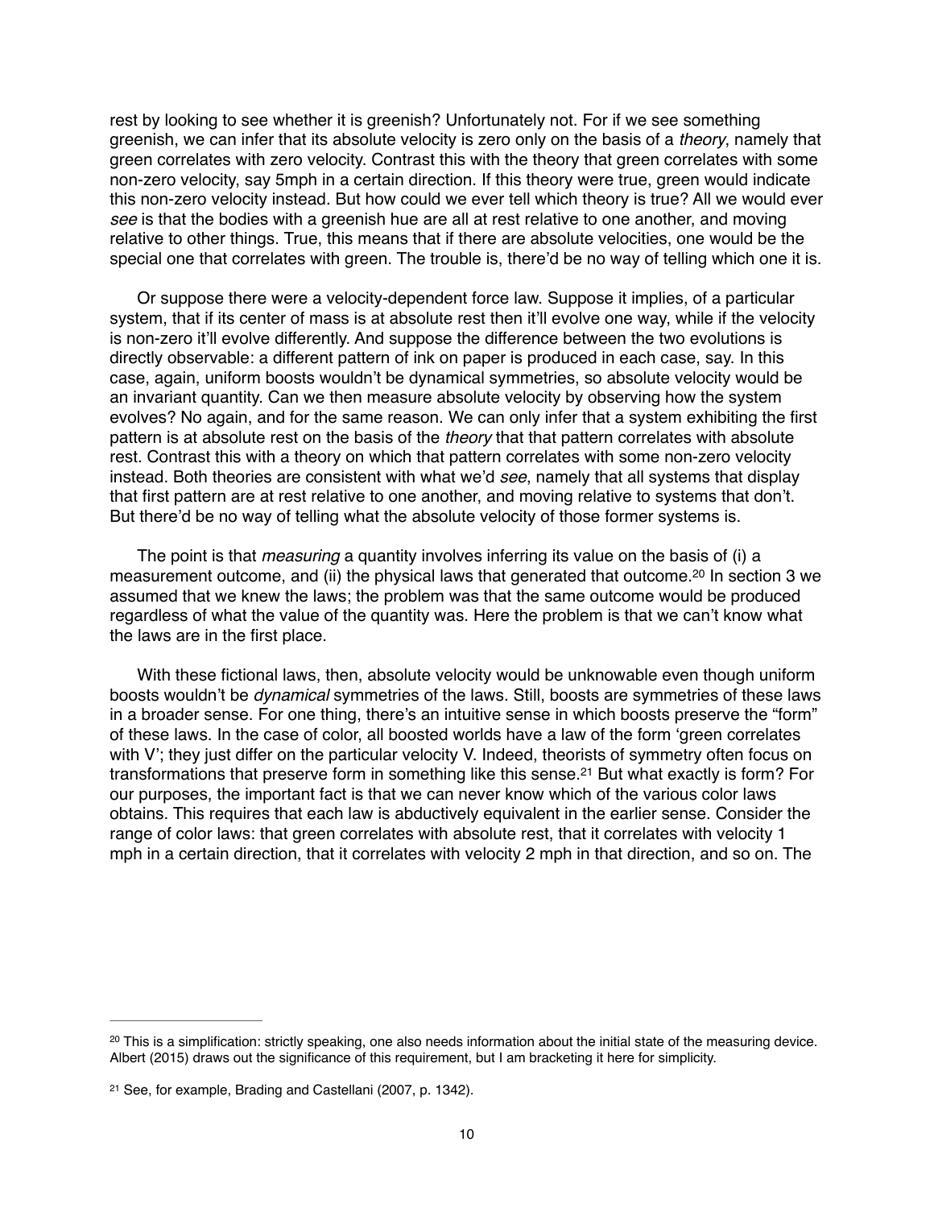rest by looking to see whether it is greenish? Unfortunately not. For if we see something greenish, we can infer that its absolute velocity is zero only on the basis of a *theory*, namely that green correlates with zero velocity. Contrast this with the theory that green correlates with some non-zero velocity, say 5mph in a certain direction. If this theory were true, green would indicate this non-zero velocity instead. But how could we ever tell which theory is true? All we would ever *see* is that the bodies with a greenish hue are all at rest relative to one another, and moving relative to other things. True, this means that if there are absolute velocities, one would be the special one that correlates with green. The trouble is, there'd be no way of telling which one it is.

Or suppose there were a velocity-dependent force law. Suppose it implies, of a particular system, that if its center of mass is at absolute rest then it'll evolve one way, while if the velocity is non-zero it'll evolve differently. And suppose the difference between the two evolutions is directly observable: a different pattern of ink on paper is produced in each case, say. In this case, again, uniform boosts wouldn't be dynamical symmetries, so absolute velocity would be an invariant quantity. Can we then measure absolute velocity by observing how the system evolves? No again, and for the same reason. We can only infer that a system exhibiting the first pattern is at absolute rest on the basis of the *theory* that that pattern correlates with absolute rest. Contrast this with a theory on which that pattern correlates with some non-zero velocity instead. Both theories are consistent with what we'd *see*, namely that all systems that display that first pattern are at rest relative to one another, and moving relative to systems that don't. But there'd be no way of telling what the absolute velocity of those former systems is.

The point is that *measuring* a quantity involves inferring its value on the basis of (i) a measurement outcome, and (ii) the physical laws that generated that outcome.[20] In section 3 we assumed that we knew the laws; the problem was that the same outcome would be produced regardless of what the value of the quantity was. Here the problem is that we can't know what the laws are in the first place.

With these fictional laws, then, absolute velocity would be unknowable even though uniform boosts wouldn't be *dynamical* symmetries of the laws. Still, boosts are symmetries of these laws in a broader sense. For one thing, there's an intuitive sense in which boosts preserve the "form" of these laws. In the case of color, all boosted worlds have a law of the form 'green correlates with V'; they just differ on the particular velocity V. Indeed, theorists of symmetry often focus on transformations that preserve form in something like this sense.[21] But what exactly is form? For our purposes, the important fact is that we can never know which of the various color laws obtains. This requires that each law is abductively equivalent in the earlier sense. Consider the range of color laws: that green correlates with absolute rest, that it correlates with velocity 1 mph in a certain direction, that it correlates with velocity 2 mph in that direction, and so on. The

---

[20] This is a simplification: strictly speaking, one also needs information about the initial state of the measuring device. Albert (2015) draws out the significance of this requirement, but I am bracketing it here for simplicity.

[21] See, for example, Brading and Castellani (2007, p. 1342).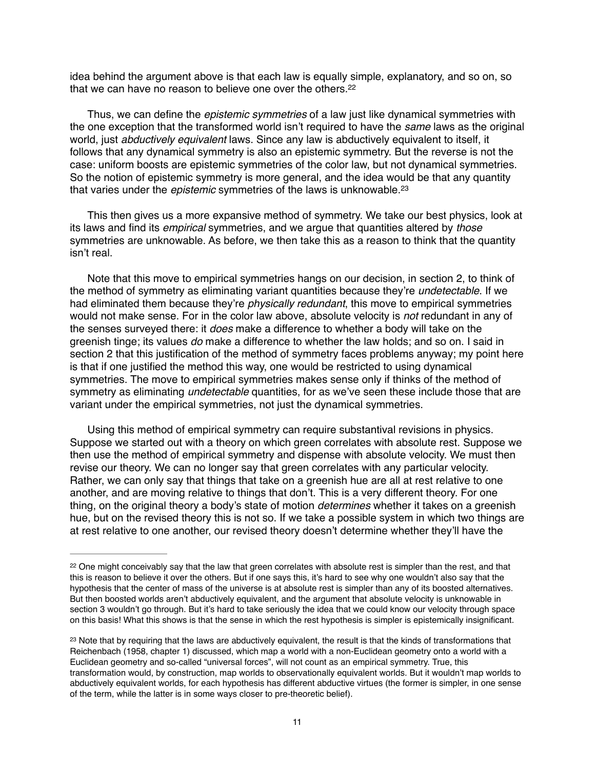idea behind the argument above is that each law is equally simple, explanatory, and so on, so that we can have no reason to believe one over the others.[22]

Thus, we can define the *epistemic symmetries* of a law just like dynamical symmetries with the one exception that the transformed world isn't required to have the *same* laws as the original world, just *abductively equivalent* laws. Since any law is abductively equivalent to itself, it follows that any dynamical symmetry is also an epistemic symmetry. But the reverse is not the case: uniform boosts are epistemic symmetries of the color law, but not dynamical symmetries. So the notion of epistemic symmetry is more general, and the idea would be that any quantity that varies under the *epistemic* symmetries of the laws is unknowable.[23]

This then gives us a more expansive method of symmetry. We take our best physics, look at its laws and find its *empirical* symmetries, and we argue that quantities altered by *those* symmetries are unknowable. As before, we then take this as a reason to think that the quantity isn't real.

Note that this move to empirical symmetries hangs on our decision, in section 2, to think of the method of symmetry as eliminating variant quantities because they're *undetectable*. If we had eliminated them because they're *physically redundant*, this move to empirical symmetries would not make sense. For in the color law above, absolute velocity is *not* redundant in any of the senses surveyed there: it *does* make a difference to whether a body will take on the greenish tinge; its values *do* make a difference to whether the law holds; and so on. I said in section 2 that this justification of the method of symmetry faces problems anyway; my point here is that if one justified the method this way, one would be restricted to using dynamical symmetries. The move to empirical symmetries makes sense only if thinks of the method of symmetry as eliminating *undetectable* quantities, for as we've seen these include those that are variant under the empirical symmetries, not just the dynamical symmetries.

Using this method of empirical symmetry can require substantival revisions in physics. Suppose we started out with a theory on which green correlates with absolute rest. Suppose we then use the method of empirical symmetry and dispense with absolute velocity. We must then revise our theory. We can no longer say that green correlates with any particular velocity. Rather, we can only say that things that take on a greenish hue are all at rest relative to one another, and are moving relative to things that don't. This is a very different theory. For one thing, on the original theory a body's state of motion *determines* whether it takes on a greenish hue, but on the revised theory this is not so. If we take a possible system in which two things are at rest relative to one another, our revised theory doesn't determine whether they'll have the

---

[22] One might conceivably say that the law that green correlates with absolute rest is simpler than the rest, and that this is reason to believe it over the others. But if one says this, it's hard to see why one wouldn't also say that the hypothesis that the center of mass of the universe is at absolute rest is simpler than any of its boosted alternatives. But then boosted worlds aren't abductively equivalent, and the argument that absolute velocity is unknowable in section 3 wouldn't go through. But it's hard to take seriously the idea that we could know our velocity through space on this basis! What this shows is that the sense in which the rest hypothesis is simpler is epistemically insignificant.

[23] Note that by requiring that the laws are abductively equivalent, the result is that the kinds of transformations that Reichenbach (1958, chapter 1) discussed, which map a world with a non-Euclidean geometry onto a world with a Euclidean geometry and so-called "universal forces", will not count as an empirical symmetry. True, this transformation would, by construction, map worlds to observationally equivalent worlds. But it wouldn't map worlds to abductively equivalent worlds, for each hypothesis has different abductive virtues (the former is simpler, in one sense of the term, while the latter is in some ways closer to pre-theoretic belief).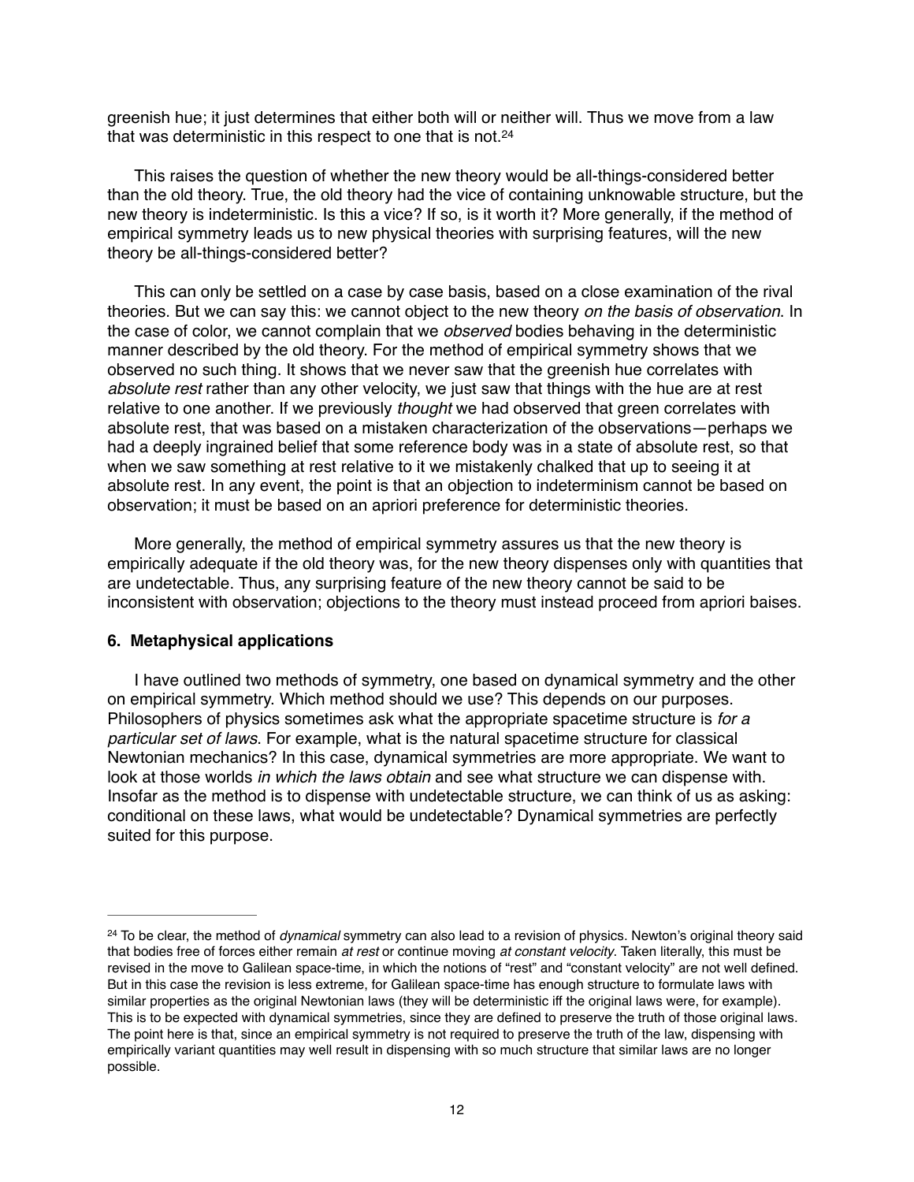greenish hue; it just determines that either both will or neither will. Thus we move from a law that was deterministic in this respect to one that is not.[24]

This raises the question of whether the new theory would be all-things-considered better than the old theory. True, the old theory had the vice of containing unknowable structure, but the new theory is indeterministic. Is this a vice? If so, is it worth it? More generally, if the method of empirical symmetry leads us to new physical theories with surprising features, will the new theory be all-things-considered better?

This can only be settled on a case by case basis, based on a close examination of the rival theories. But we can say this: we cannot object to the new theory *on the basis of observation*. In the case of color, we cannot complain that we *observed* bodies behaving in the deterministic manner described by the old theory. For the method of empirical symmetry shows that we observed no such thing. It shows that we never saw that the greenish hue correlates with *absolute rest* rather than any other velocity, we just saw that things with the hue are at rest relative to one another. If we previously *thought* we had observed that green correlates with absolute rest, that was based on a mistaken characterization of the observations—perhaps we had a deeply ingrained belief that some reference body was in a state of absolute rest, so that when we saw something at rest relative to it we mistakenly chalked that up to seeing it at absolute rest. In any event, the point is that an objection to indeterminism cannot be based on observation; it must be based on an apriori preference for deterministic theories.

More generally, the method of empirical symmetry assures us that the new theory is empirically adequate if the old theory was, for the new theory dispenses only with quantities that are undetectable. Thus, any surprising feature of the new theory cannot be said to be inconsistent with observation; objections to the theory must instead proceed from apriori baises.

## 6. Metaphysical applications

I have outlined two methods of symmetry, one based on dynamical symmetry and the other on empirical symmetry. Which method should we use? This depends on our purposes. Philosophers of physics sometimes ask what the appropriate spacetime structure is *for a particular set of laws*. For example, what is the natural spacetime structure for classical Newtonian mechanics? In this case, dynamical symmetries are more appropriate. We want to look at those worlds *in which the laws obtain* and see what structure we can dispense with. Insofar as the method is to dispense with undetectable structure, we can think of us as asking: conditional on these laws, what would be undetectable? Dynamical symmetries are perfectly suited for this purpose.

---

[24] To be clear, the method of *dynamical* symmetry can also lead to a revision of physics. Newton's original theory said that bodies free of forces either remain *at rest* or continue moving *at constant velocity*. Taken literally, this must be revised in the move to Galilean space-time, in which the notions of "rest" and "constant velocity" are not well defined. But in this case the revision is less extreme, for Galilean space-time has enough structure to formulate laws with similar properties as the original Newtonian laws (they will be deterministic iff the original laws were, for example). This is to be expected with dynamical symmetries, since they are defined to preserve the truth of those original laws. The point here is that, since an empirical symmetry is not required to preserve the truth of the law, dispensing with empirically variant quantities may well result in dispensing with so much structure that similar laws are no longer possible.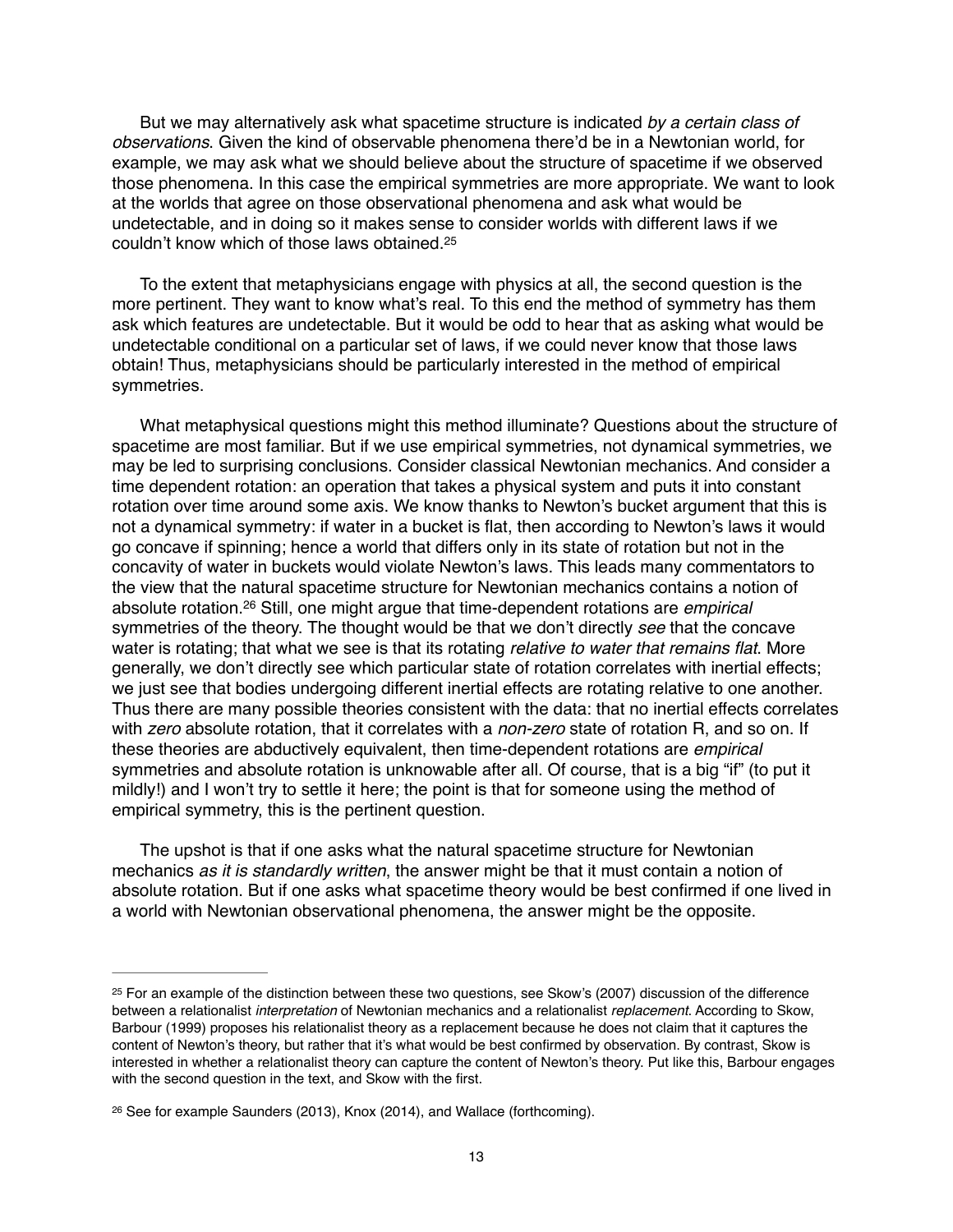But we may alternatively ask what spacetime structure is indicated *by a certain class of observations*. Given the kind of observable phenomena there'd be in a Newtonian world, for example, we may ask what we should believe about the structure of spacetime if we observed those phenomena. In this case the empirical symmetries are more appropriate. We want to look at the worlds that agree on those observational phenomena and ask what would be undetectable, and in doing so it makes sense to consider worlds with different laws if we couldn't know which of those laws obtained.[25]

To the extent that metaphysicians engage with physics at all, the second question is the more pertinent. They want to know what's real. To this end the method of symmetry has them ask which features are undetectable. But it would be odd to hear that as asking what would be undetectable conditional on a particular set of laws, if we could never know that those laws obtain! Thus, metaphysicians should be particularly interested in the method of empirical symmetries.

What metaphysical questions might this method illuminate? Questions about the structure of spacetime are most familiar. But if we use empirical symmetries, not dynamical symmetries, we may be led to surprising conclusions. Consider classical Newtonian mechanics. And consider a time dependent rotation: an operation that takes a physical system and puts it into constant rotation over time around some axis. We know thanks to Newton's bucket argument that this is not a dynamical symmetry: if water in a bucket is flat, then according to Newton's laws it would go concave if spinning; hence a world that differs only in its state of rotation but not in the concavity of water in buckets would violate Newton's laws. This leads many commentators to the view that the natural spacetime structure for Newtonian mechanics contains a notion of absolute rotation.[26] Still, one might argue that time-dependent rotations are *empirical* symmetries of the theory. The thought would be that we don't directly *see* that the concave water is rotating; that what we see is that its rotating *relative to water that remains flat*. More generally, we don't directly see which particular state of rotation correlates with inertial effects; we just see that bodies undergoing different inertial effects are rotating relative to one another. Thus there are many possible theories consistent with the data: that no inertial effects correlates with *zero* absolute rotation, that it correlates with a *non-zero* state of rotation R, and so on. If these theories are abductively equivalent, then time-dependent rotations are *empirical* symmetries and absolute rotation is unknowable after all. Of course, that is a big "if" (to put it mildly!) and I won't try to settle it here; the point is that for someone using the method of empirical symmetry, this is the pertinent question.

The upshot is that if one asks what the natural spacetime structure for Newtonian mechanics *as it is standardly written*, the answer might be that it must contain a notion of absolute rotation. But if one asks what spacetime theory would be best confirmed if one lived in a world with Newtonian observational phenomena, the answer might be the opposite.

---

[25] For an example of the distinction between these two questions, see Skow's (2007) discussion of the difference between a relationalist *interpretation* of Newtonian mechanics and a relationalist *replacement*. According to Skow, Barbour (1999) proposes his relationalist theory as a replacement because he does not claim that it captures the content of Newton's theory, but rather that it's what would be best confirmed by observation. By contrast, Skow is interested in whether a relationalist theory can capture the content of Newton's theory. Put like this, Barbour engages with the second question in the text, and Skow with the first.

[26] See for example Saunders (2013), Knox (2014), and Wallace (forthcoming).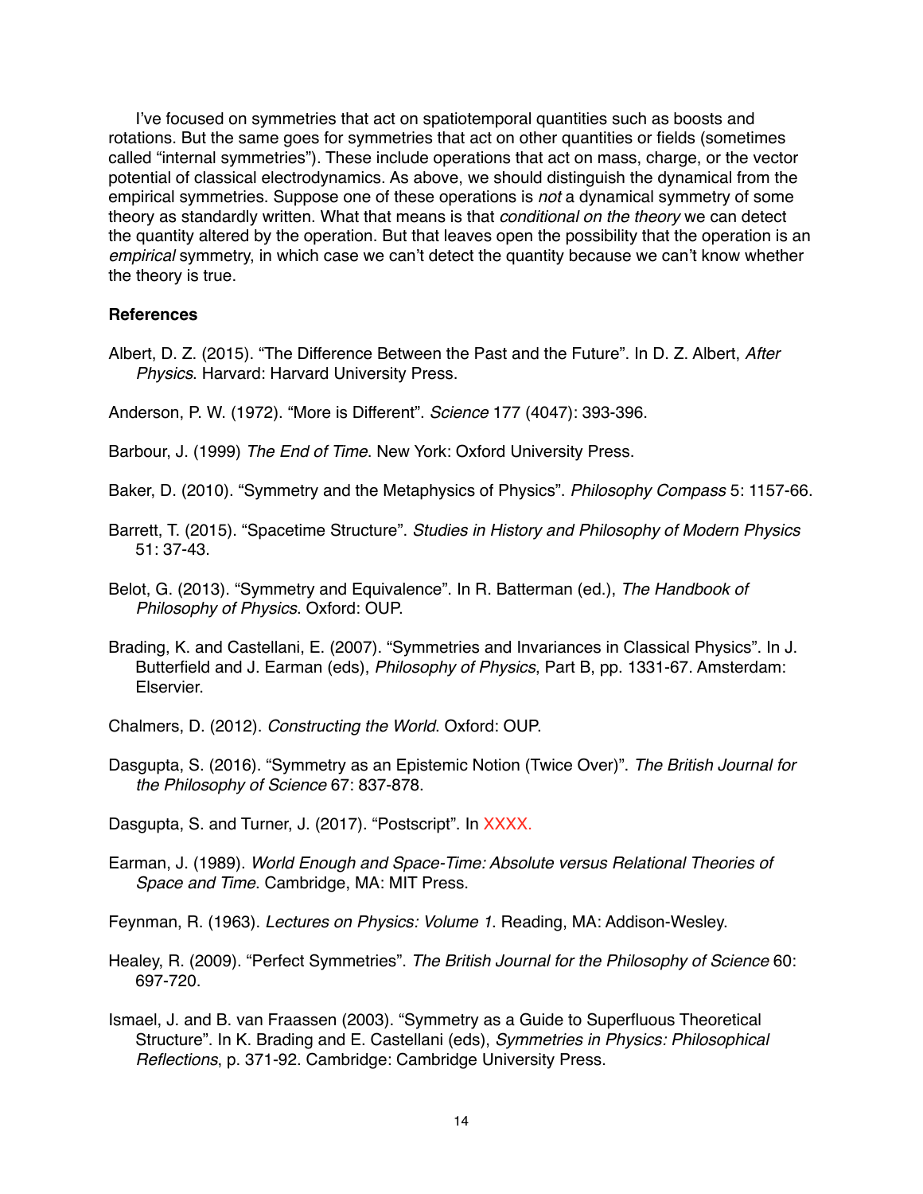I've focused on symmetries that act on spatiotemporal quantities such as boosts and rotations. But the same goes for symmetries that act on other quantities or fields (sometimes called "internal symmetries"). These include operations that act on mass, charge, or the vector potential of classical electrodynamics. As above, we should distinguish the dynamical from the empirical symmetries. Suppose one of these operations is *not* a dynamical symmetry of some theory as standardly written. What that means is that *conditional on the theory* we can detect the quantity altered by the operation. But that leaves open the possibility that the operation is an *empirical* symmetry, in which case we can't detect the quantity because we can't know whether the theory is true.

**References**

Albert, D. Z. (2015). "The Difference Between the Past and the Future". In D. Z. Albert, *After Physics*. Harvard: Harvard University Press.

Anderson, P. W. (1972). "More is Different". *Science* 177 (4047): 393-396.

Barbour, J. (1999) *The End of Time*. New York: Oxford University Press.

Baker, D. (2010). "Symmetry and the Metaphysics of Physics". *Philosophy Compass* 5: 1157-66.

Barrett, T. (2015). "Spacetime Structure". *Studies in History and Philosophy of Modern Physics* 51: 37-43.

Belot, G. (2013). "Symmetry and Equivalence". In R. Batterman (ed.), *The Handbook of Philosophy of Physics*. Oxford: OUP.

Brading, K. and Castellani, E. (2007). "Symmetries and Invariances in Classical Physics". In J. Butterfield and J. Earman (eds), *Philosophy of Physics*, Part B, pp. 1331-67. Amsterdam: Elservier.

Chalmers, D. (2012). *Constructing the World*. Oxford: OUP.

Dasgupta, S. (2016). "Symmetry as an Epistemic Notion (Twice Over)". *The British Journal for the Philosophy of Science* 67: 837-878.

Dasgupta, S. and Turner, J. (2017). "Postscript". In XXXX.

Earman, J. (1989). *World Enough and Space-Time: Absolute versus Relational Theories of Space and Time*. Cambridge, MA: MIT Press.

Feynman, R. (1963). *Lectures on Physics: Volume 1*. Reading, MA: Addison-Wesley.

Healey, R. (2009). "Perfect Symmetries". *The British Journal for the Philosophy of Science* 60: 697-720.

Ismael, J. and B. van Fraassen (2003). "Symmetry as a Guide to Superfluous Theoretical Structure". In K. Brading and E. Castellani (eds), *Symmetries in Physics: Philosophical Reflections*, p. 371-92. Cambridge: Cambridge University Press.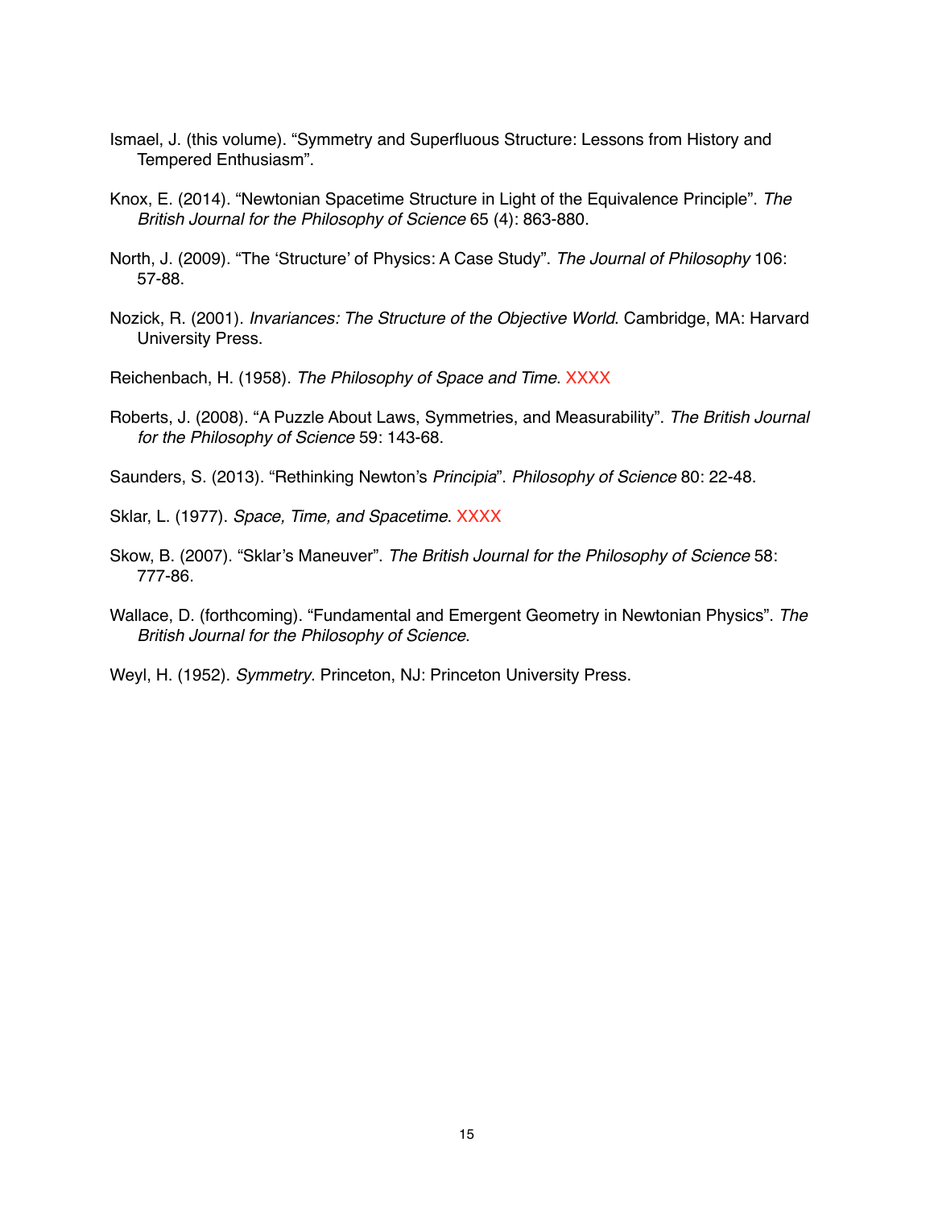Ismael, J. (this volume). “Symmetry and Superfluous Structure: Lessons from History and Tempered Enthusiasm”.

Knox, E. (2014). “Newtonian Spacetime Structure in Light of the Equivalence Principle”. *The British Journal for the Philosophy of Science* 65 (4): 863-880.

North, J. (2009). “The ‘Structure’ of Physics: A Case Study”. *The Journal of Philosophy* 106: 57-88.

Nozick, R. (2001). *Invariances: The Structure of the Objective World*. Cambridge, MA: Harvard University Press.

Reichenbach, H. (1958). *The Philosophy of Space and Time*. XXXX

Roberts, J. (2008). “A Puzzle About Laws, Symmetries, and Measurability”. *The British Journal for the Philosophy of Science* 59: 143-68.

Saunders, S. (2013). “Rethinking Newton’s *Principia*”. *Philosophy of Science* 80: 22-48.

Sklar, L. (1977). *Space, Time, and Spacetime*. XXXX

Skow, B. (2007). “Sklar’s Maneuver”. *The British Journal for the Philosophy of Science* 58: 777-86.

Wallace, D. (forthcoming). “Fundamental and Emergent Geometry in Newtonian Physics”. *The British Journal for the Philosophy of Science*.

Weyl, H. (1952). *Symmetry*. Princeton, NJ: Princeton University Press.